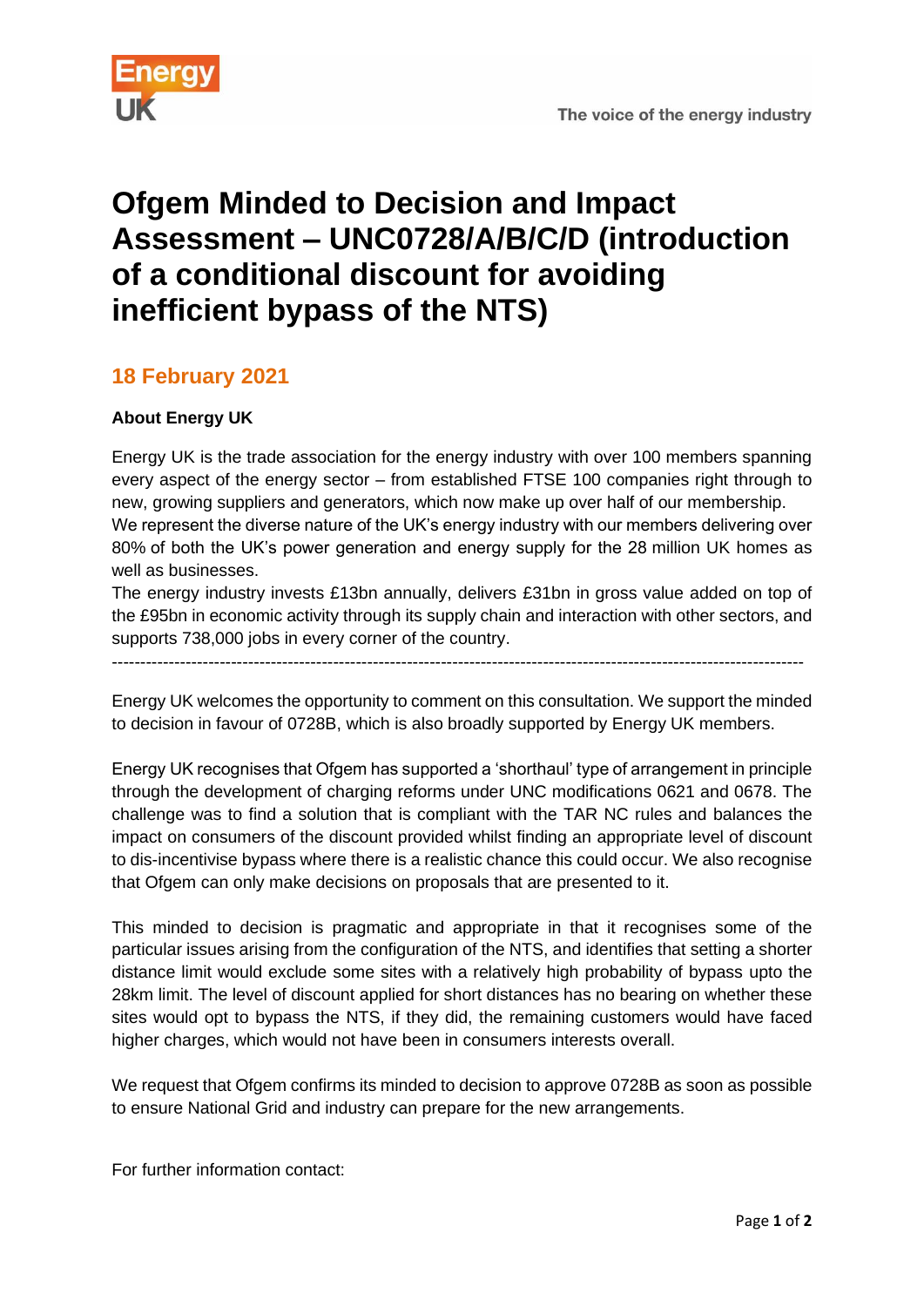# Ofgem Minded to Decision and Impact Assessment – UNC0728/A/B/C/D (introduction of a conditional discount for avoiding inefficient bypass of the NTS)

## 18 February 2021

**About Energy UK**

Energy UK is the trade association for the energy industry with over 100 members spanning every aspect of the energy sector – from established FTSE 100 companies right through to new, growing suppliers and generators, which now make up over half of our membership.
We represent the diverse nature of the UK's energy industry with our members delivering over 80% of both the UK's power generation and energy supply for the 28 million UK homes as well as businesses.
The energy industry invests £13bn annually, delivers £31bn in gross value added on top of the £95bn in economic activity through its supply chain and interaction with other sectors, and supports 738,000 jobs in every corner of the country.

---

Energy UK welcomes the opportunity to comment on this consultation. We support the minded to decision in favour of 0728B, which is also broadly supported by Energy UK members.

Energy UK recognises that Ofgem has supported a 'shorthaul' type of arrangement in principle through the development of charging reforms under UNC modifications 0621 and 0678. The challenge was to find a solution that is compliant with the TAR NC rules and balances the impact on consumers of the discount provided whilst finding an appropriate level of discount to dis-incentivise bypass where there is a realistic chance this could occur. We also recognise that Ofgem can only make decisions on proposals that are presented to it.

This minded to decision is pragmatic and appropriate in that it recognises some of the particular issues arising from the configuration of the NTS, and identifies that setting a shorter distance limit would exclude some sites with a relatively high probability of bypass upto the 28km limit. The level of discount applied for short distances has no bearing on whether these sites would opt to bypass the NTS, if they did, the remaining customers would have faced higher charges, which would not have been in consumers interests overall.

We request that Ofgem confirms its minded to decision to approve 0728B as soon as possible to ensure National Grid and industry can prepare for the new arrangements.

For further information contact: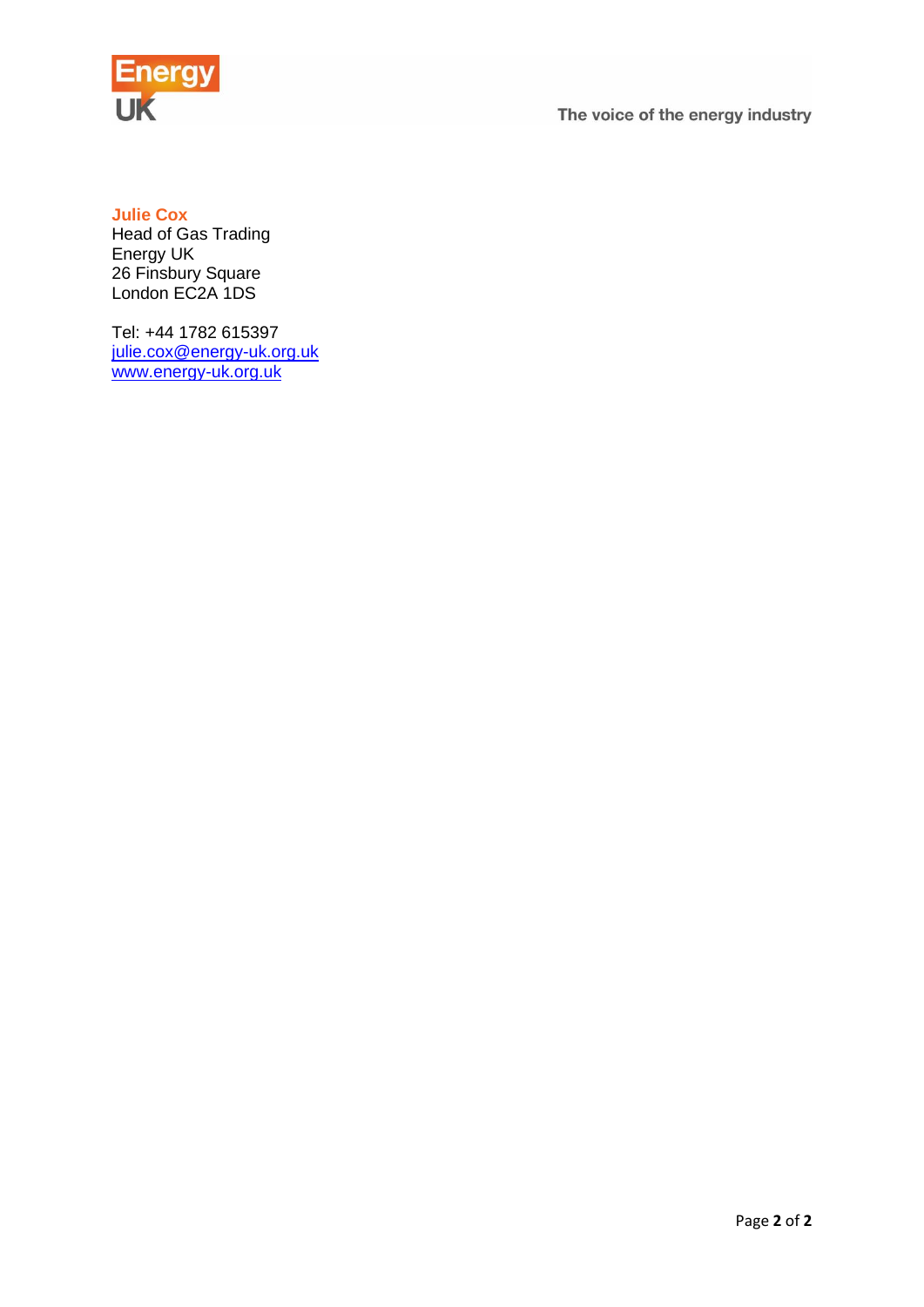**Julie Cox**
Head of Gas Trading
Energy UK
26 Finsbury Square
London EC2A 1DS

Tel: +44 1782 615397
julie.cox@energy-uk.org.uk
www.energy-uk.org.uk